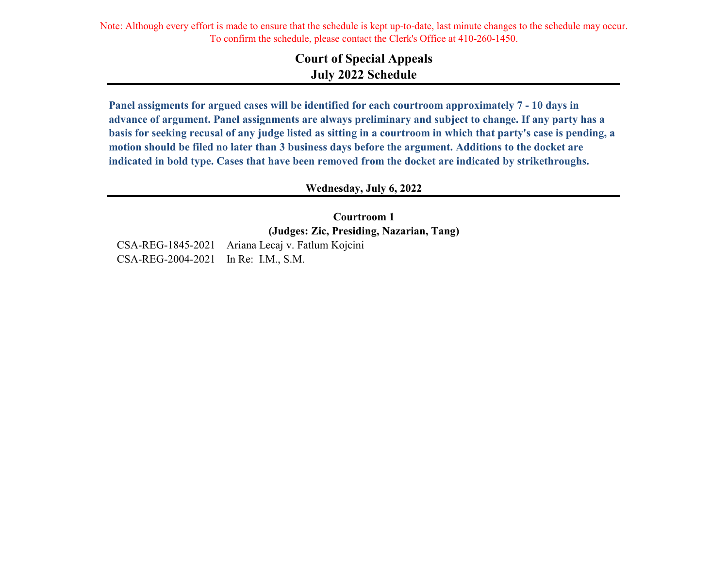Note: Although every effort is made to ensure that the schedule is kept up-to-date, last minute changes to the schedule may occur. To confirm the schedule, please contact the Clerk's Office at 410-260-1450.

# Court of Special Appeals
## July 2022 Schedule

**Panel assigments for argued cases will be identified for each courtroom approximately 7 - 10 days in advance of argument. Panel assignments are always preliminary and subject to change. If any party has a basis for seeking recusal of any judge listed as sitting in a courtroom in which that party's case is pending, a motion should be filed no later than 3 business days before the argument. Additions to the docket are indicated in bold type. Cases that have been removed from the docket are indicated by strikethroughs.**

### Wednesday, July 6, 2022

**Courtroom 1**
**(Judges: Zic, Presiding, Nazarian, Tang)**

CSA-REG-1845-2021 Ariana Lecaj v. Fatlum Kojcini
CSA-REG-2004-2021 In Re: I.M., S.M.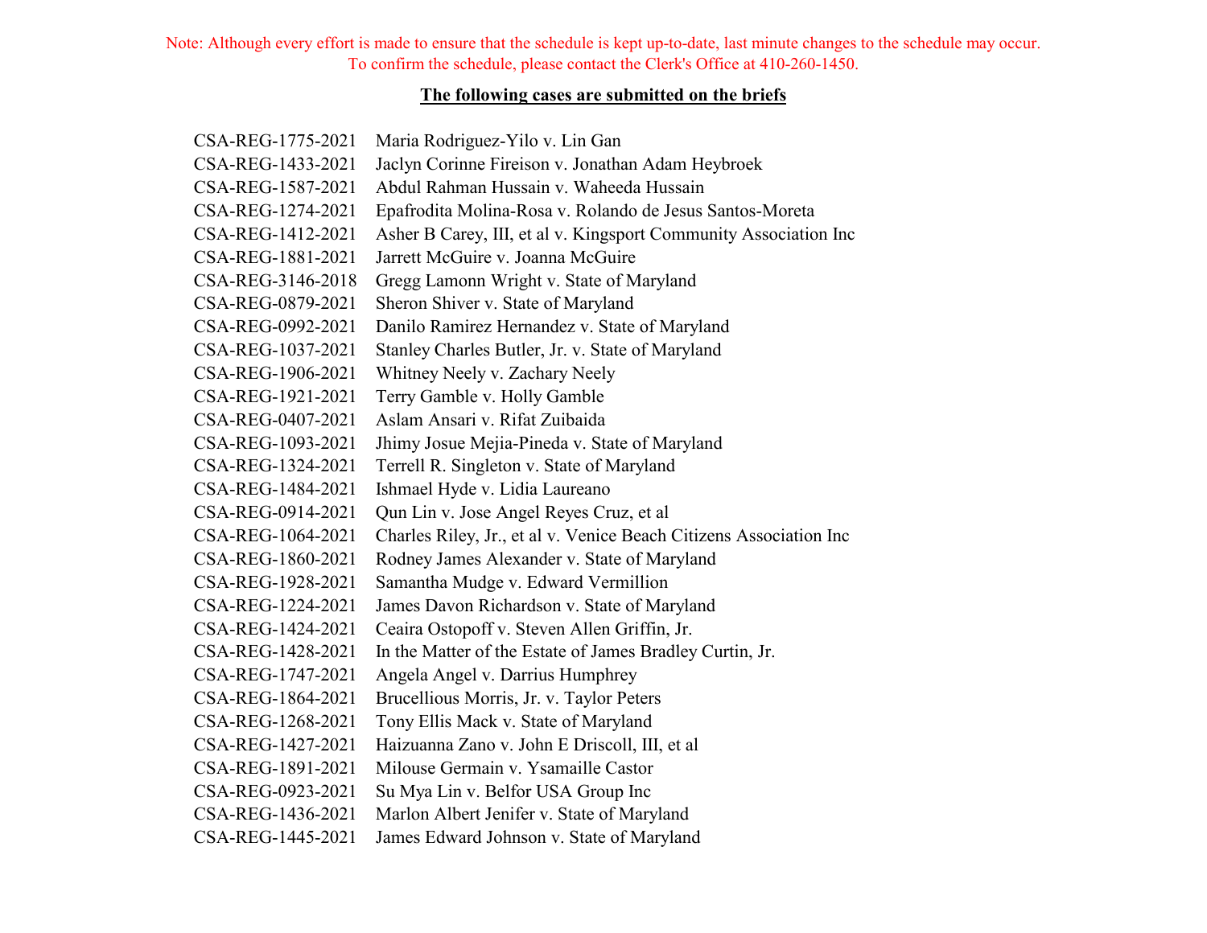Note: Although every effort is made to ensure that the schedule is kept up-to-date, last minute changes to the schedule may occur. To confirm the schedule, please contact the Clerk's Office at 410-260-1450.

**The following cases are submitted on the briefs**

| | |
|---|---|
| CSA-REG-1775-2021 | Maria Rodriguez-Yilo v. Lin Gan |
| CSA-REG-1433-2021 | Jaclyn Corinne Fireison v. Jonathan Adam Heybroek |
| CSA-REG-1587-2021 | Abdul Rahman Hussain v. Waheeda Hussain |
| CSA-REG-1274-2021 | Epafrodita Molina-Rosa v. Rolando de Jesus Santos-Moreta |
| CSA-REG-1412-2021 | Asher B Carey, III, et al v. Kingsport Community Association Inc |
| CSA-REG-1881-2021 | Jarrett McGuire v. Joanna McGuire |
| CSA-REG-3146-2018 | Gregg Lamonn Wright v. State of Maryland |
| CSA-REG-0879-2021 | Sheron Shiver v. State of Maryland |
| CSA-REG-0992-2021 | Danilo Ramirez Hernandez v. State of Maryland |
| CSA-REG-1037-2021 | Stanley Charles Butler, Jr. v. State of Maryland |
| CSA-REG-1906-2021 | Whitney Neely v. Zachary Neely |
| CSA-REG-1921-2021 | Terry Gamble v. Holly Gamble |
| CSA-REG-0407-2021 | Aslam Ansari v. Rifat Zuibaida |
| CSA-REG-1093-2021 | Jhimy Josue Mejia-Pineda v. State of Maryland |
| CSA-REG-1324-2021 | Terrell R. Singleton v. State of Maryland |
| CSA-REG-1484-2021 | Ishmael Hyde v. Lidia Laureano |
| CSA-REG-0914-2021 | Qun Lin v. Jose Angel Reyes Cruz, et al |
| CSA-REG-1064-2021 | Charles Riley, Jr., et al v. Venice Beach Citizens Association Inc |
| CSA-REG-1860-2021 | Rodney James Alexander v. State of Maryland |
| CSA-REG-1928-2021 | Samantha Mudge v. Edward Vermillion |
| CSA-REG-1224-2021 | James Davon Richardson v. State of Maryland |
| CSA-REG-1424-2021 | Ceaira Ostopoff v. Steven Allen Griffin, Jr. |
| CSA-REG-1428-2021 | In the Matter of the Estate of James Bradley Curtin, Jr. |
| CSA-REG-1747-2021 | Angela Angel v. Darrius Humphrey |
| CSA-REG-1864-2021 | Brucellious Morris, Jr. v. Taylor Peters |
| CSA-REG-1268-2021 | Tony Ellis Mack v. State of Maryland |
| CSA-REG-1427-2021 | Haizuanna Zano v. John E Driscoll, III, et al |
| CSA-REG-1891-2021 | Milouse Germain v. Ysamaille Castor |
| CSA-REG-0923-2021 | Su Mya Lin v. Belfor USA Group Inc |
| CSA-REG-1436-2021 | Marlon Albert Jenifer v. State of Maryland |
| CSA-REG-1445-2021 | James Edward Johnson v. State of Maryland |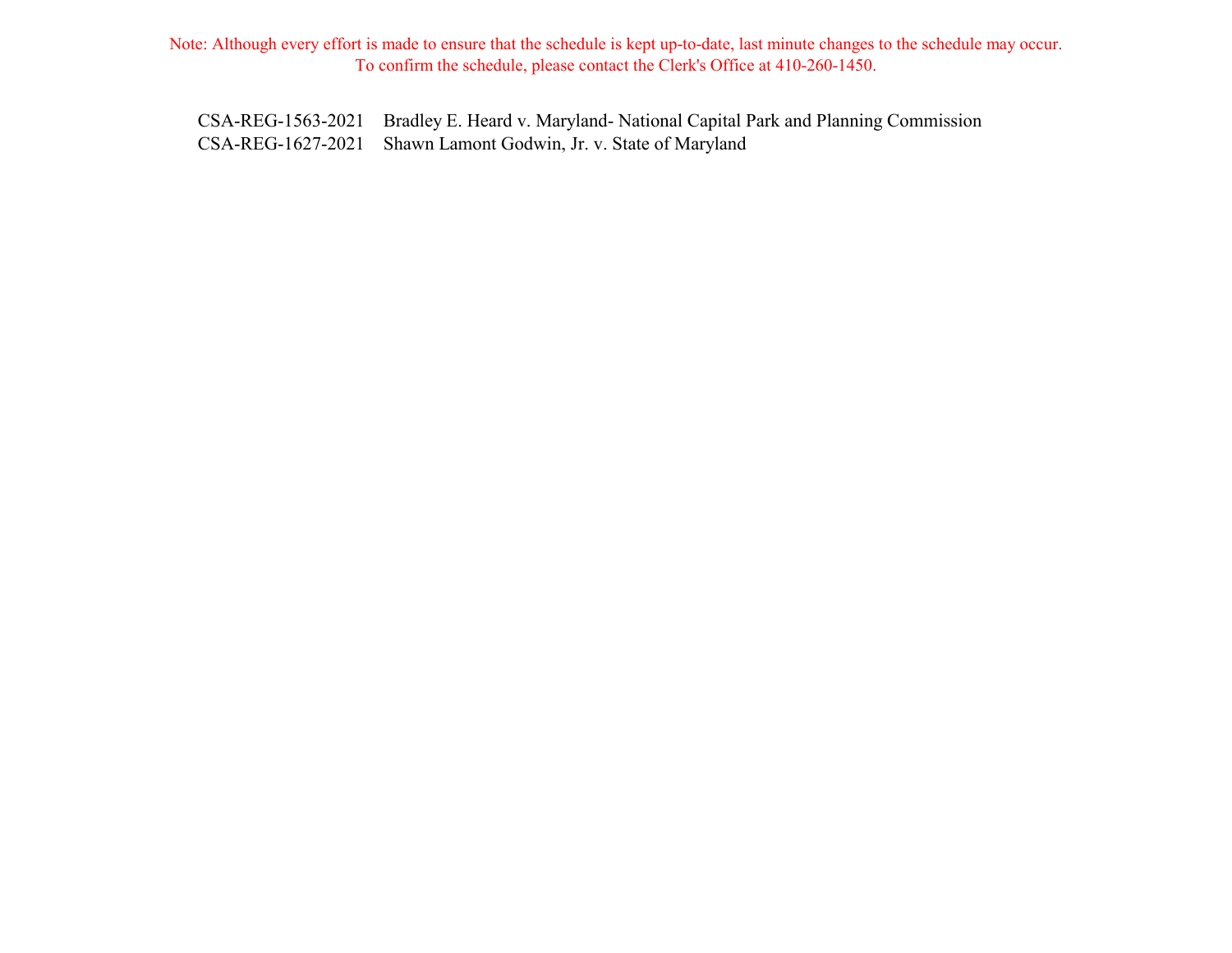Note: Although every effort is made to ensure that the schedule is kept up-to-date, last minute changes to the schedule may occur. To confirm the schedule, please contact the Clerk's Office at 410-260-1450.

| | |
|---|---|
| CSA-REG-1563-2021 | Bradley E. Heard v. Maryland- National Capital Park and Planning Commission |
| CSA-REG-1627-2021 | Shawn Lamont Godwin, Jr. v. State of Maryland |